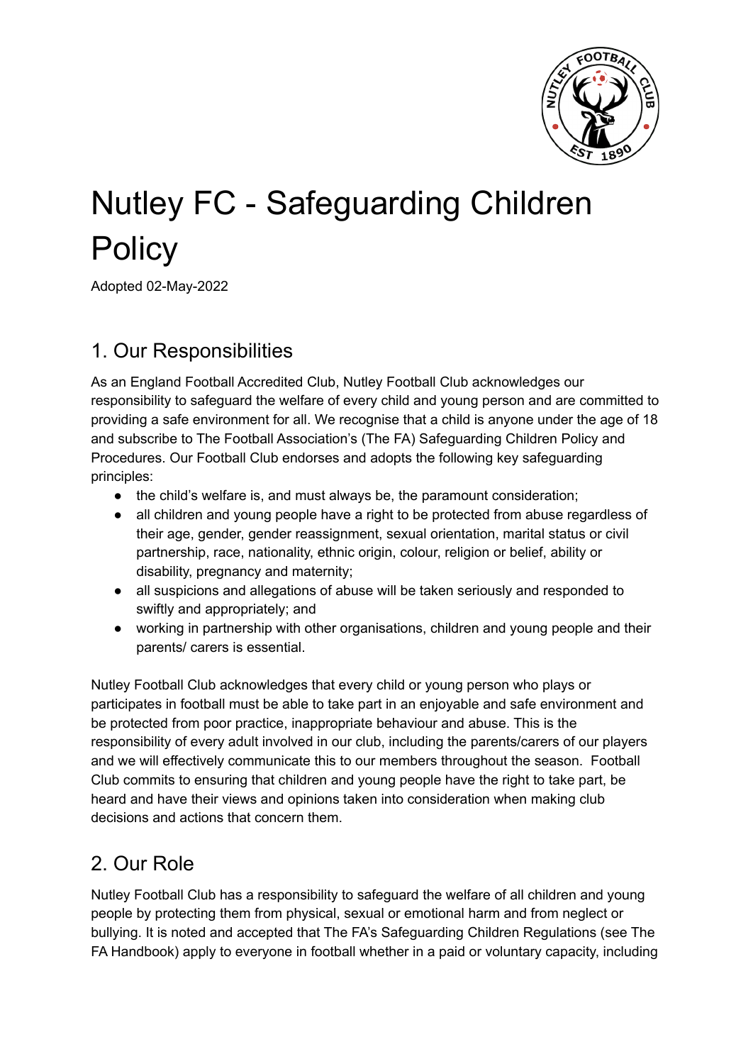# Nutley FC - Safeguarding Children Policy

Adopted 02-May-2022

## 1. Our Responsibilities

As an England Football Accredited Club, Nutley Football Club acknowledges our responsibility to safeguard the welfare of every child and young person and are committed to providing a safe environment for all. We recognise that a child is anyone under the age of 18 and subscribe to The Football Association's (The FA) Safeguarding Children Policy and Procedures. Our Football Club endorses and adopts the following key safeguarding principles:

- the child's welfare is, and must always be, the paramount consideration;
- all children and young people have a right to be protected from abuse regardless of their age, gender, gender reassignment, sexual orientation, marital status or civil partnership, race, nationality, ethnic origin, colour, religion or belief, ability or disability, pregnancy and maternity;
- all suspicions and allegations of abuse will be taken seriously and responded to swiftly and appropriately; and
- working in partnership with other organisations, children and young people and their parents/ carers is essential.

Nutley Football Club acknowledges that every child or young person who plays or participates in football must be able to take part in an enjoyable and safe environment and be protected from poor practice, inappropriate behaviour and abuse. This is the responsibility of every adult involved in our club, including the parents/carers of our players and we will effectively communicate this to our members throughout the season. Football Club commits to ensuring that children and young people have the right to take part, be heard and have their views and opinions taken into consideration when making club decisions and actions that concern them.

## 2. Our Role

Nutley Football Club has a responsibility to safeguard the welfare of all children and young people by protecting them from physical, sexual or emotional harm and from neglect or bullying. It is noted and accepted that The FA's Safeguarding Children Regulations (see The FA Handbook) apply to everyone in football whether in a paid or voluntary capacity, including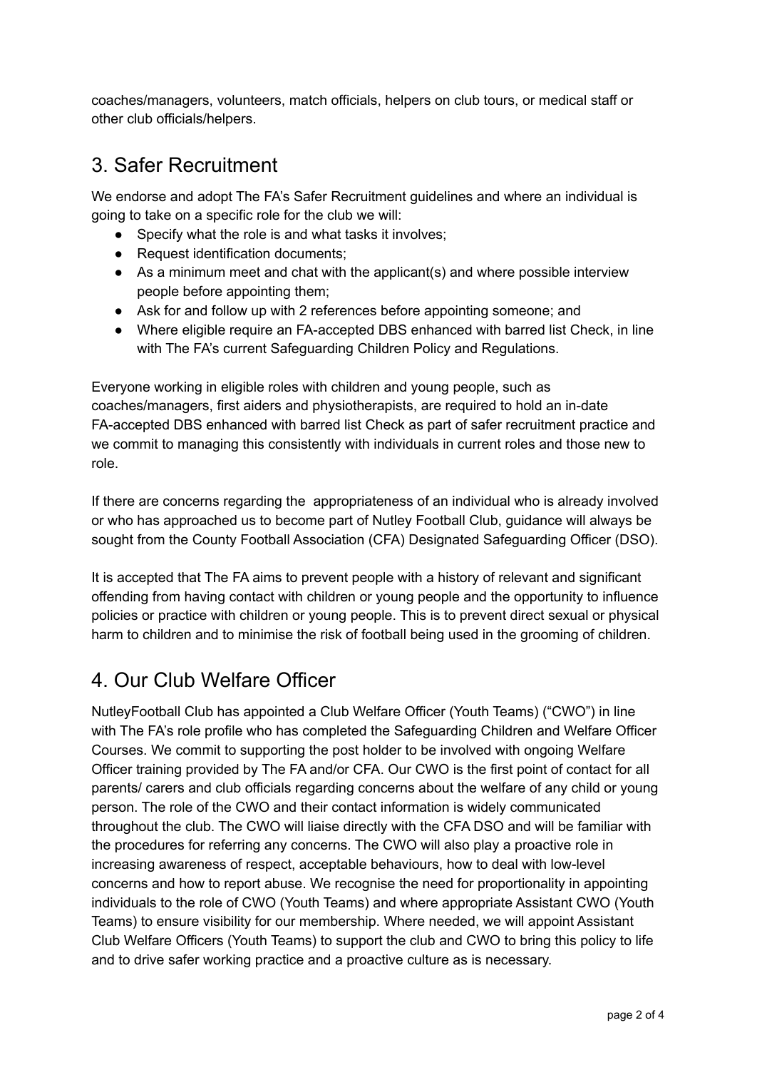coaches/managers, volunteers, match officials, helpers on club tours, or medical staff or other club officials/helpers.

## 3. Safer Recruitment

We endorse and adopt The FA's Safer Recruitment guidelines and where an individual is going to take on a specific role for the club we will:

- Specify what the role is and what tasks it involves;
- Request identification documents;
- As a minimum meet and chat with the applicant(s) and where possible interview people before appointing them;
- Ask for and follow up with 2 references before appointing someone; and
- Where eligible require an FA-accepted DBS enhanced with barred list Check, in line with The FA's current Safeguarding Children Policy and Regulations.

Everyone working in eligible roles with children and young people, such as coaches/managers, first aiders and physiotherapists, are required to hold an in-date FA-accepted DBS enhanced with barred list Check as part of safer recruitment practice and we commit to managing this consistently with individuals in current roles and those new to role.

If there are concerns regarding the appropriateness of an individual who is already involved or who has approached us to become part of Nutley Football Club, guidance will always be sought from the County Football Association (CFA) Designated Safeguarding Officer (DSO).

It is accepted that The FA aims to prevent people with a history of relevant and significant offending from having contact with children or young people and the opportunity to influence policies or practice with children or young people. This is to prevent direct sexual or physical harm to children and to minimise the risk of football being used in the grooming of children.

## 4. Our Club Welfare Officer

NutleyFootball Club has appointed a Club Welfare Officer (Youth Teams) ("CWO") in line with The FA's role profile who has completed the Safeguarding Children and Welfare Officer Courses. We commit to supporting the post holder to be involved with ongoing Welfare Officer training provided by The FA and/or CFA. Our CWO is the first point of contact for all parents/ carers and club officials regarding concerns about the welfare of any child or young person. The role of the CWO and their contact information is widely communicated throughout the club. The CWO will liaise directly with the CFA DSO and will be familiar with the procedures for referring any concerns. The CWO will also play a proactive role in increasing awareness of respect, acceptable behaviours, how to deal with low-level concerns and how to report abuse. We recognise the need for proportionality in appointing individuals to the role of CWO (Youth Teams) and where appropriate Assistant CWO (Youth Teams) to ensure visibility for our membership. Where needed, we will appoint Assistant Club Welfare Officers (Youth Teams) to support the club and CWO to bring this policy to life and to drive safer working practice and a proactive culture as is necessary.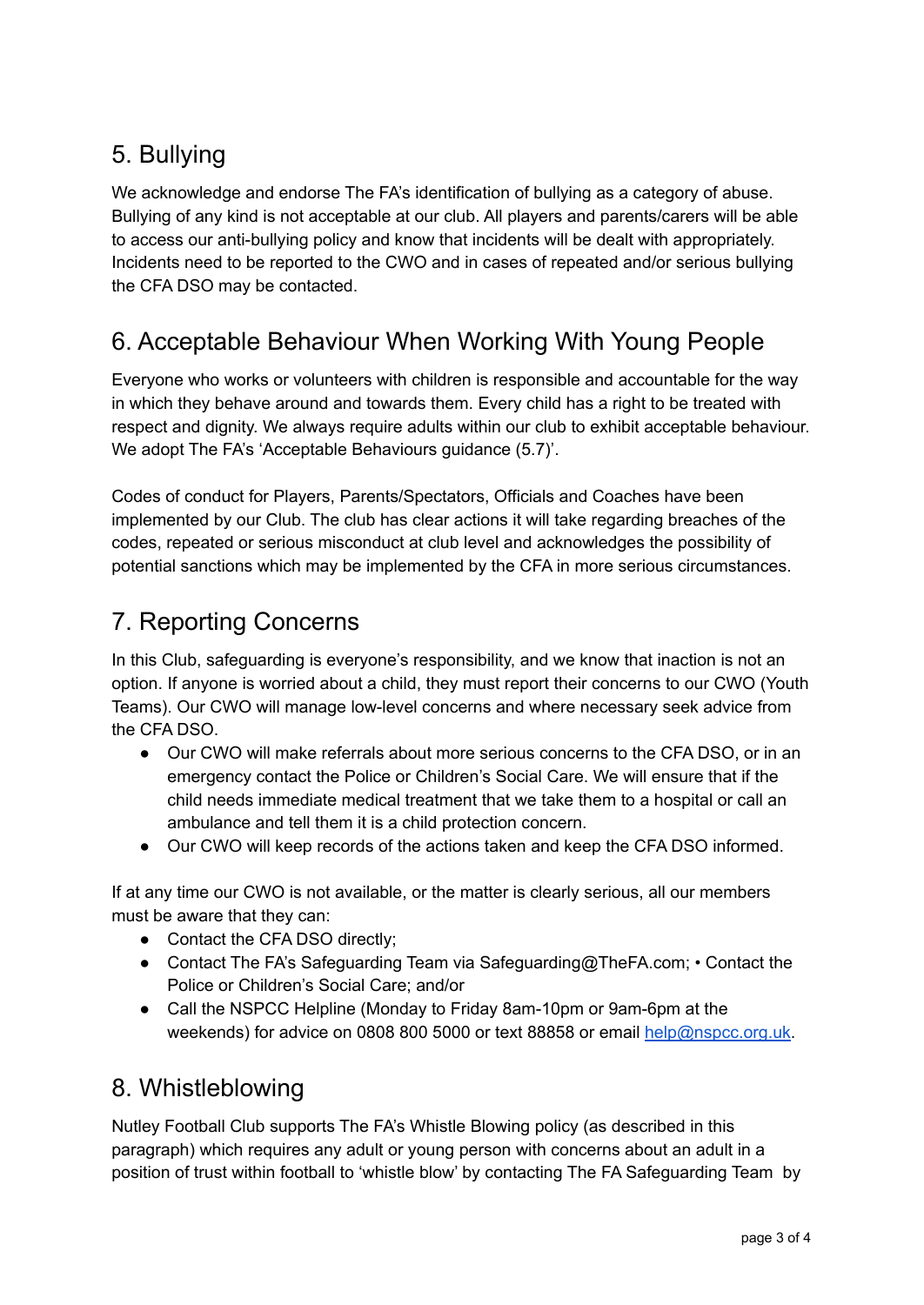## 5. Bullying

We acknowledge and endorse The FA's identification of bullying as a category of abuse. Bullying of any kind is not acceptable at our club. All players and parents/carers will be able to access our anti-bullying policy and know that incidents will be dealt with appropriately. Incidents need to be reported to the CWO and in cases of repeated and/or serious bullying the CFA DSO may be contacted.

## 6. Acceptable Behaviour When Working With Young People

Everyone who works or volunteers with children is responsible and accountable for the way in which they behave around and towards them. Every child has a right to be treated with respect and dignity. We always require adults within our club to exhibit acceptable behaviour. We adopt The FA's 'Acceptable Behaviours guidance (5.7)'.

Codes of conduct for Players, Parents/Spectators, Officials and Coaches have been implemented by our Club. The club has clear actions it will take regarding breaches of the codes, repeated or serious misconduct at club level and acknowledges the possibility of potential sanctions which may be implemented by the CFA in more serious circumstances.

## 7. Reporting Concerns

In this Club, safeguarding is everyone's responsibility, and we know that inaction is not an option. If anyone is worried about a child, they must report their concerns to our CWO (Youth Teams). Our CWO will manage low-level concerns and where necessary seek advice from the CFA DSO.

- Our CWO will make referrals about more serious concerns to the CFA DSO, or in an emergency contact the Police or Children's Social Care. We will ensure that if the child needs immediate medical treatment that we take them to a hospital or call an ambulance and tell them it is a child protection concern.
- Our CWO will keep records of the actions taken and keep the CFA DSO informed.

If at any time our CWO is not available, or the matter is clearly serious, all our members must be aware that they can:

- Contact the CFA DSO directly;
- Contact The FA's Safeguarding Team via Safeguarding@TheFA.com; • Contact the Police or Children's Social Care; and/or
- Call the NSPCC Helpline (Monday to Friday 8am-10pm or 9am-6pm at the weekends) for advice on 0808 800 5000 or text 88858 or email help@nspcc.org.uk.

## 8. Whistleblowing

Nutley Football Club supports The FA's Whistle Blowing policy (as described in this paragraph) which requires any adult or young person with concerns about an adult in a position of trust within football to 'whistle blow' by contacting The FA Safeguarding Team by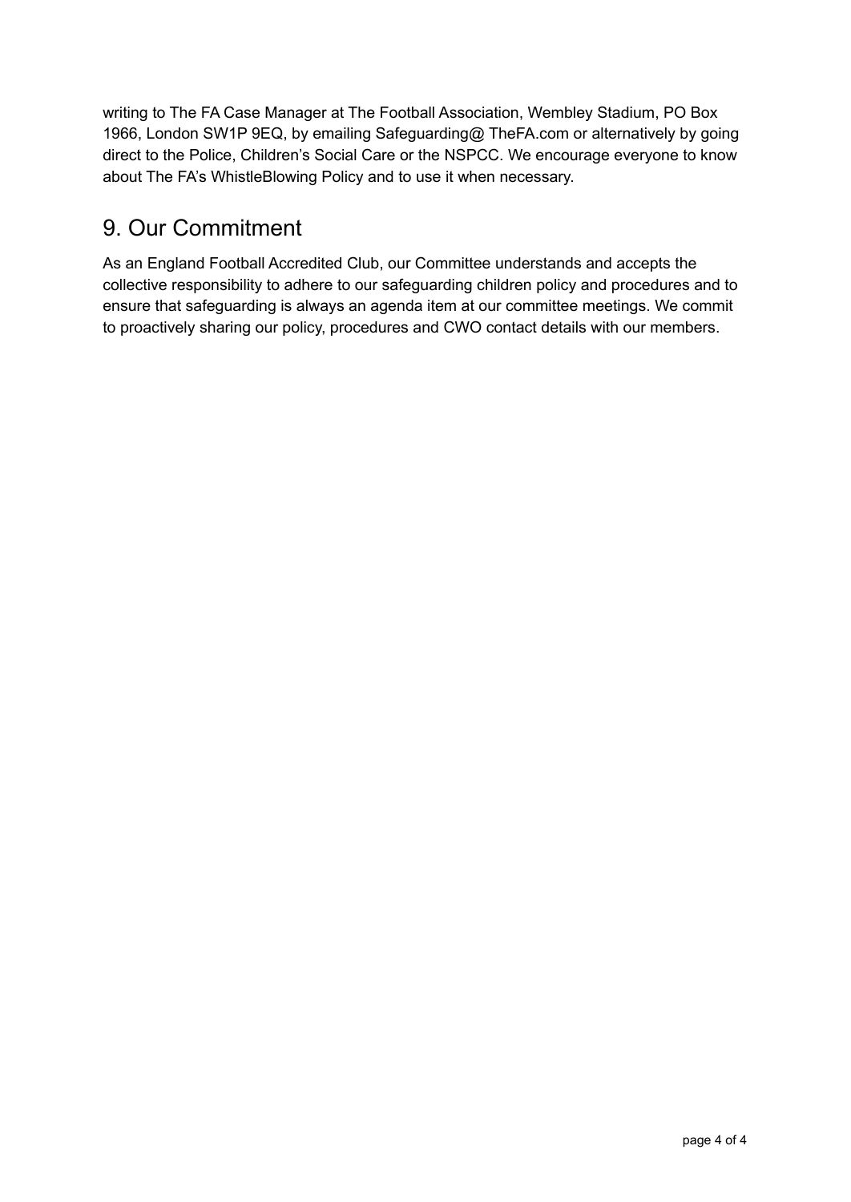writing to The FA Case Manager at The Football Association, Wembley Stadium, PO Box 1966, London SW1P 9EQ, by emailing Safeguarding@ TheFA.com or alternatively by going direct to the Police, Children's Social Care or the NSPCC. We encourage everyone to know about The FA's WhistleBlowing Policy and to use it when necessary.

## 9. Our Commitment

As an England Football Accredited Club, our Committee understands and accepts the collective responsibility to adhere to our safeguarding children policy and procedures and to ensure that safeguarding is always an agenda item at our committee meetings. We commit to proactively sharing our policy, procedures and CWO contact details with our members.